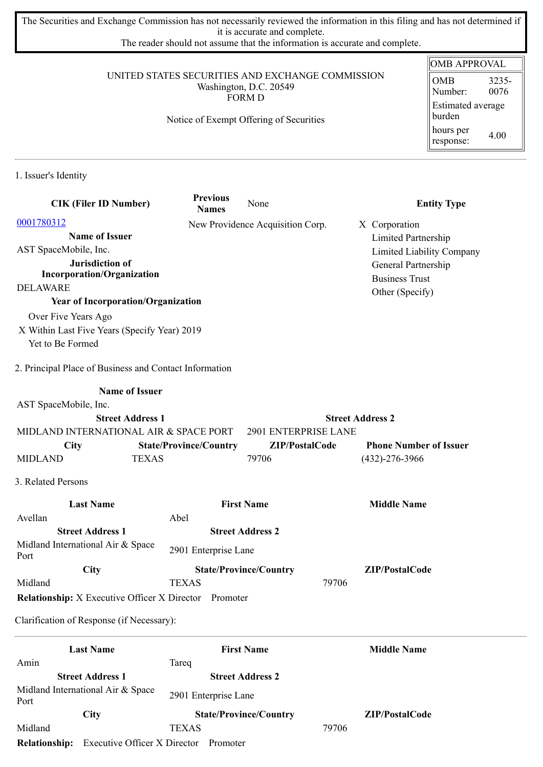The Securities and Exchange Commission has not necessarily reviewed the information in this filing and has not determined if it is accurate and complete.
The reader should not assume that the information is accurate and complete.

| OMB APPROVAL | |
|---|---|
| OMB Number: | 3235-0076 |
| Estimated average burden | |
| hours per response: | 4.00 |

UNITED STATES SECURITIES AND EXCHANGE COMMISSION
Washington, D.C. 20549
FORM D

Notice of Exempt Offering of Securities

## 1. Issuer's Identity

| CIK (Filer ID Number) | Previous Names | Entity Type |
|---|---|---|
| 0001780312 | New Providence Acquisition Corp. | X Corporation |

**Name of Issuer**
AST SpaceMobile, Inc.

**Jurisdiction of Incorporation/Organization**
DELAWARE

**Year of Incorporation/Organization**
- Over Five Years Ago
- X Within Last Five Years (Specify Year) 2019
- Yet to Be Formed

**Entity Type**
- X Corporation
- Limited Partnership
- Limited Liability Company
- General Partnership
- Business Trust
- Other (Specify)

## 2. Principal Place of Business and Contact Information

**Name of Issuer**
AST SpaceMobile, Inc.

| Street Address 1 | | Street Address 2 | |
|---|---|---|---|
| MIDLAND INTERNATIONAL AIR & SPACE PORT | | 2901 ENTERPRISE LANE | |
| **City** | **State/Province/Country** | **ZIP/PostalCode** | **Phone Number of Issuer** |
| MIDLAND | TEXAS | 79706 | (432)-276-3966 |

## 3. Related Persons

| Last Name | First Name | Middle Name |
|---|---|---|
| Avellan | Abel | |
| **Street Address 1** | **Street Address 2** | |
| Midland International Air & Space Port | 2901 Enterprise Lane | |
| **City** | **State/Province/Country** | **ZIP/PostalCode** |
| Midland | TEXAS | 79706 |

**Relationship:** X Executive Officer X Director Promoter

Clarification of Response (if Necessary):

| Last Name | First Name | Middle Name |
|---|---|---|
| Amin | Tareq | |
| **Street Address 1** | **Street Address 2** | |
| Midland International Air & Space Port | 2901 Enterprise Lane | |
| **City** | **State/Province/Country** | **ZIP/PostalCode** |
| Midland | TEXAS | 79706 |

**Relationship:** Executive Officer X Director Promoter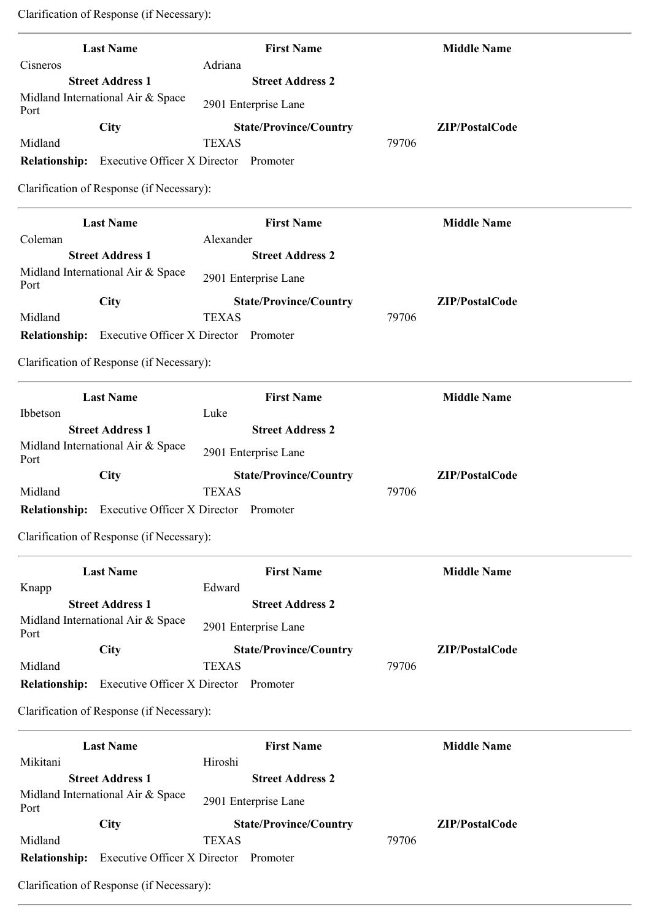Clarification of Response (if Necessary):

---

| Last Name | First Name | Middle Name |
|---|---|---|
| Cisneros | Adriana | |
| **Street Address 1** | **Street Address 2** | |
| Midland International Air & Space Port | 2901 Enterprise Lane | |
| **City** | **State/Province/Country** | **ZIP/PostalCode** |
| Midland | TEXAS | 79706 |

**Relationship:** Executive Officer X Director Promoter

Clarification of Response (if Necessary):

---

| Last Name | First Name | Middle Name |
|---|---|---|
| Coleman | Alexander | |
| **Street Address 1** | **Street Address 2** | |
| Midland International Air & Space Port | 2901 Enterprise Lane | |
| **City** | **State/Province/Country** | **ZIP/PostalCode** |
| Midland | TEXAS | 79706 |

**Relationship:** Executive Officer X Director Promoter

Clarification of Response (if Necessary):

---

| Last Name | First Name | Middle Name |
|---|---|---|
| Ibbetson | Luke | |
| **Street Address 1** | **Street Address 2** | |
| Midland International Air & Space Port | 2901 Enterprise Lane | |
| **City** | **State/Province/Country** | **ZIP/PostalCode** |
| Midland | TEXAS | 79706 |

**Relationship:** Executive Officer X Director Promoter

Clarification of Response (if Necessary):

---

| Last Name | First Name | Middle Name |
|---|---|---|
| Knapp | Edward | |
| **Street Address 1** | **Street Address 2** | |
| Midland International Air & Space Port | 2901 Enterprise Lane | |
| **City** | **State/Province/Country** | **ZIP/PostalCode** |
| Midland | TEXAS | 79706 |

**Relationship:** Executive Officer X Director Promoter

Clarification of Response (if Necessary):

---

| Last Name | First Name | Middle Name |
|---|---|---|
| Mikitani | Hiroshi | |
| **Street Address 1** | **Street Address 2** | |
| Midland International Air & Space Port | 2901 Enterprise Lane | |
| **City** | **State/Province/Country** | **ZIP/PostalCode** |
| Midland | TEXAS | 79706 |

**Relationship:** Executive Officer X Director Promoter

Clarification of Response (if Necessary):

---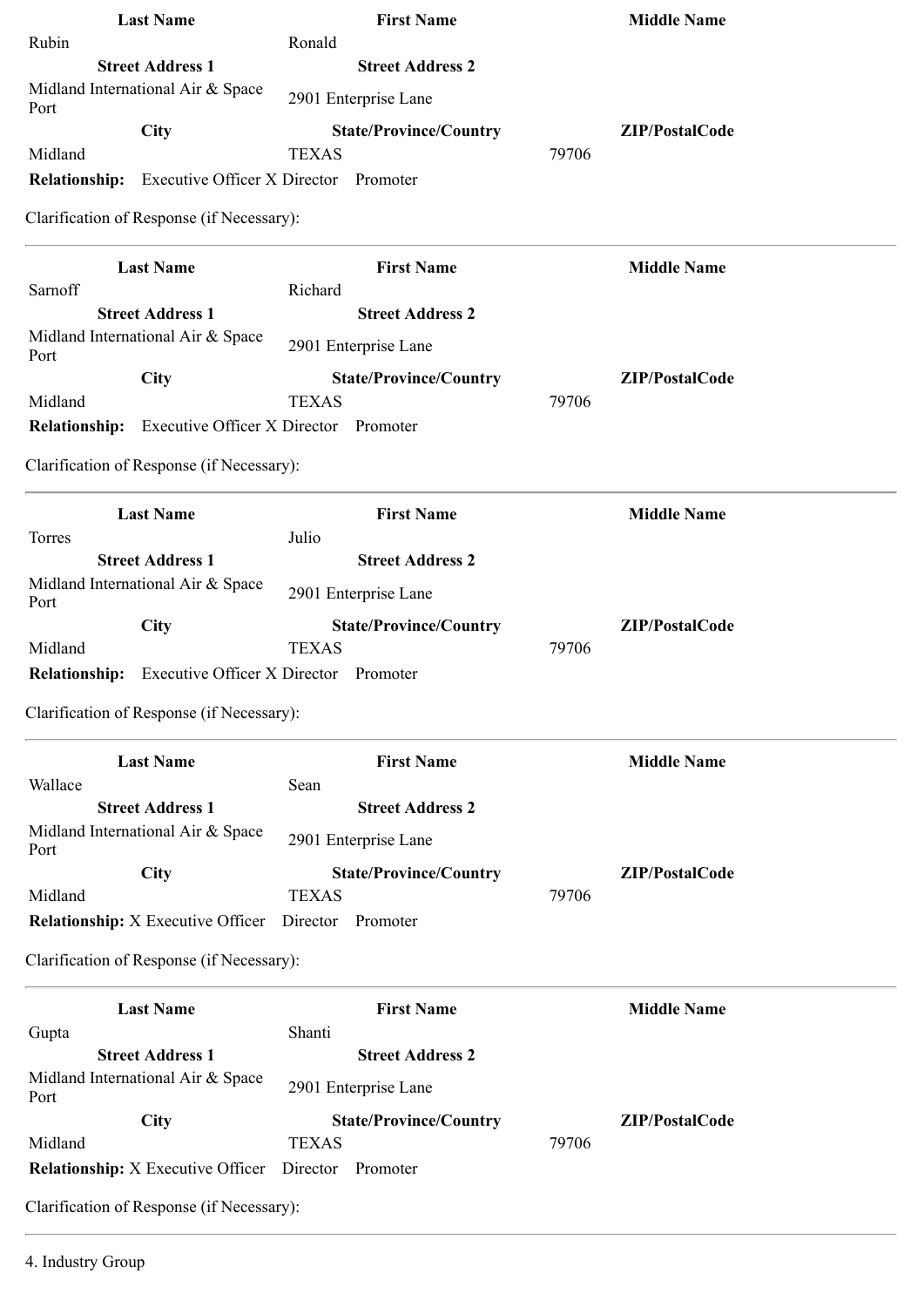| Last Name | First Name | Middle Name |
| --- | --- | --- |
| Rubin | Ronald | |
| **Street Address 1** | **Street Address 2** | |
| Midland International Air & Space Port | 2901 Enterprise Lane | |
| **City** | **State/Province/Country** | **ZIP/PostalCode** |
| Midland | TEXAS | 79706 |

**Relationship:** Executive Officer X Director Promoter

Clarification of Response (if Necessary):

---

| Last Name | First Name | Middle Name |
| --- | --- | --- |
| Sarnoff | Richard | |
| **Street Address 1** | **Street Address 2** | |
| Midland International Air & Space Port | 2901 Enterprise Lane | |
| **City** | **State/Province/Country** | **ZIP/PostalCode** |
| Midland | TEXAS | 79706 |

**Relationship:** Executive Officer X Director Promoter

Clarification of Response (if Necessary):

---

| Last Name | First Name | Middle Name |
| --- | --- | --- |
| Torres | Julio | |
| **Street Address 1** | **Street Address 2** | |
| Midland International Air & Space Port | 2901 Enterprise Lane | |
| **City** | **State/Province/Country** | **ZIP/PostalCode** |
| Midland | TEXAS | 79706 |

**Relationship:** Executive Officer X Director Promoter

Clarification of Response (if Necessary):

---

| Last Name | First Name | Middle Name |
| --- | --- | --- |
| Wallace | Sean | |
| **Street Address 1** | **Street Address 2** | |
| Midland International Air & Space Port | 2901 Enterprise Lane | |
| **City** | **State/Province/Country** | **ZIP/PostalCode** |
| Midland | TEXAS | 79706 |

**Relationship:** X Executive Officer Director Promoter

Clarification of Response (if Necessary):

---

| Last Name | First Name | Middle Name |
| --- | --- | --- |
| Gupta | Shanti | |
| **Street Address 1** | **Street Address 2** | |
| Midland International Air & Space Port | 2901 Enterprise Lane | |
| **City** | **State/Province/Country** | **ZIP/PostalCode** |
| Midland | TEXAS | 79706 |

**Relationship:** X Executive Officer Director Promoter

Clarification of Response (if Necessary):

---

4. Industry Group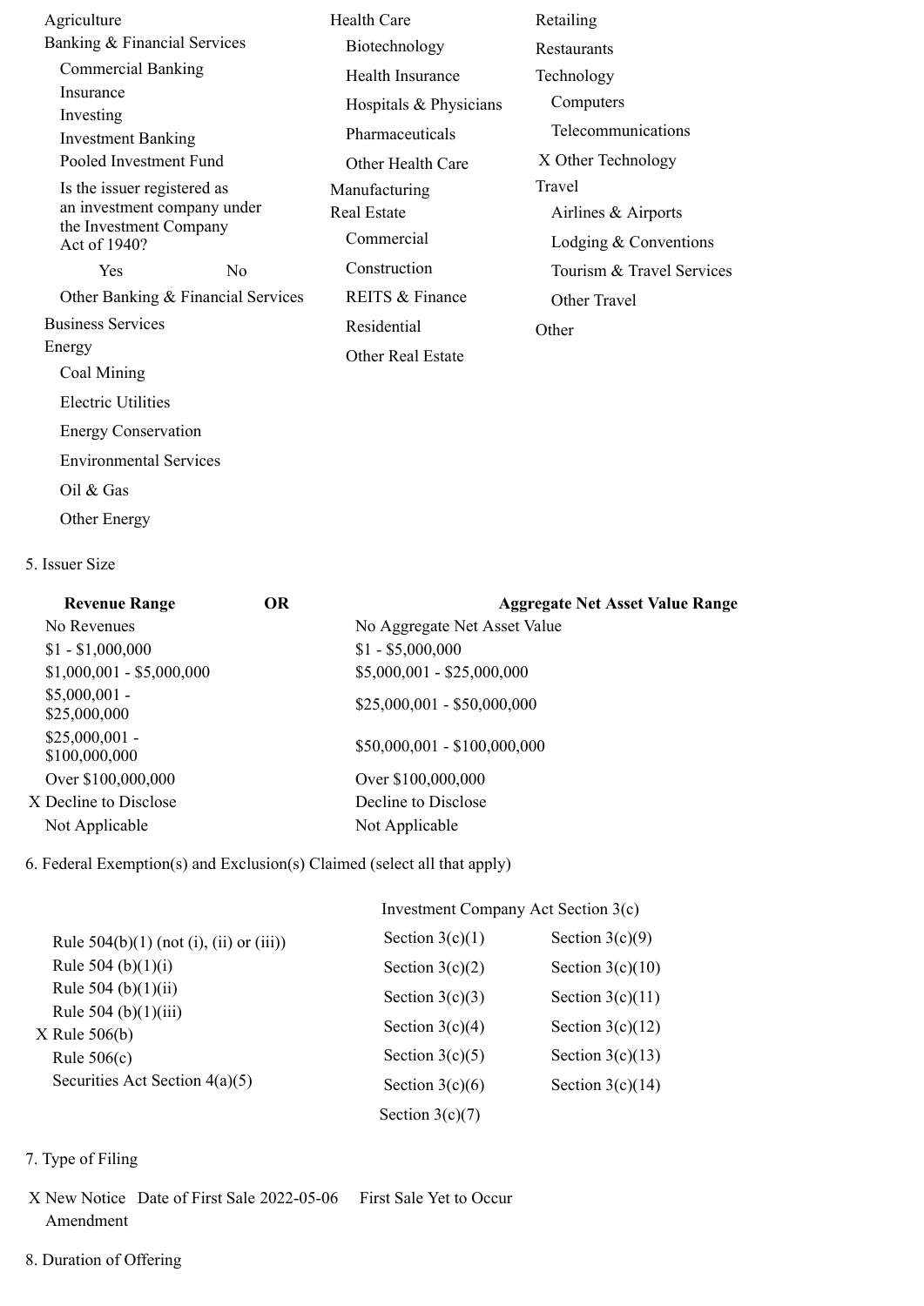- Agriculture
- Banking & Financial Services
  - Commercial Banking
  - Insurance
  - Investing
  - Investment Banking
  - Pooled Investment Fund
  - Is the issuer registered as an investment company under the Investment Company Act of 1940?
    - Yes
    - No
  - Other Banking & Financial Services
- Business Services
- Energy
  - Coal Mining
  - Electric Utilities
  - Energy Conservation
  - Environmental Services
  - Oil & Gas
  - Other Energy
- Health Care
  - Biotechnology
  - Health Insurance
  - Hospitals & Physicians
  - Pharmaceuticals
  - Other Health Care
- Manufacturing
- Real Estate
  - Commercial
  - Construction
  - REITS & Finance
  - Residential
  - Other Real Estate
- Retailing
- Restaurants
- Technology
  - Computers
  - Telecommunications
  - X Other Technology
- Travel
  - Airlines & Airports
  - Lodging & Conventions
  - Tourism & Travel Services
  - Other Travel
- Other

5. Issuer Size

| Revenue Range | OR | Aggregate Net Asset Value Range |
|---|---|---|
| No Revenues | | No Aggregate Net Asset Value |
| $1 - $1,000,000 | | $1 - $5,000,000 |
| $1,000,001 - $5,000,000 | | $5,000,001 - $25,000,000 |
| $5,000,001 - $25,000,000 | | $25,000,001 - $50,000,000 |
| $25,000,001 - $100,000,000 | | $50,000,001 - $100,000,000 |
| Over $100,000,000 | | Over $100,000,000 |
| X Decline to Disclose | | Decline to Disclose |
| Not Applicable | | Not Applicable |

6. Federal Exemption(s) and Exclusion(s) Claimed (select all that apply)

- Rule 504(b)(1) (not (i), (ii) or (iii))
- Rule 504 (b)(1)(i)
- Rule 504 (b)(1)(ii)
- Rule 504 (b)(1)(iii)
- X Rule 506(b)
- Rule 506(c)
- Securities Act Section 4(a)(5)

Investment Company Act Section 3(c)

| | |
|---|---|
| Section 3(c)(1) | Section 3(c)(9) |
| Section 3(c)(2) | Section 3(c)(10) |
| Section 3(c)(3) | Section 3(c)(11) |
| Section 3(c)(4) | Section 3(c)(12) |
| Section 3(c)(5) | Section 3(c)(13) |
| Section 3(c)(6) | Section 3(c)(14) |
| Section 3(c)(7) | |

7. Type of Filing

X New Notice Date of First Sale 2022-05-06 First Sale Yet to Occur
Amendment

8. Duration of Offering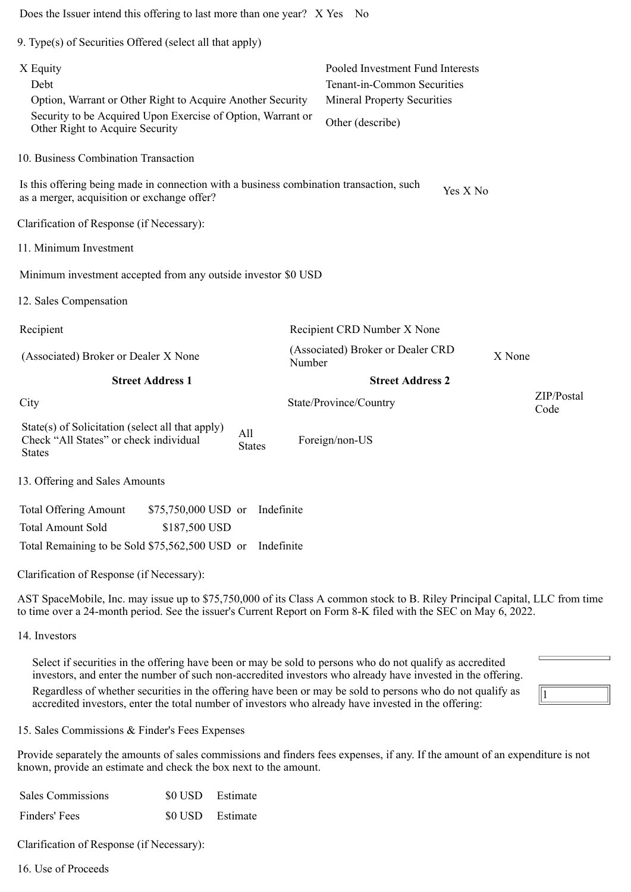Does the Issuer intend this offering to last more than one year? X Yes No

9. Type(s) of Securities Offered (select all that apply)

| | |
|---|---|
| X Equity | Pooled Investment Fund Interests |
| Debt | Tenant-in-Common Securities |
| Option, Warrant or Other Right to Acquire Another Security | Mineral Property Securities |
| Security to be Acquired Upon Exercise of Option, Warrant or Other Right to Acquire Security | Other (describe) |

10. Business Combination Transaction

Is this offering being made in connection with a business combination transaction, such as a merger, acquisition or exchange offer? Yes X No

Clarification of Response (if Necessary):

11. Minimum Investment

Minimum investment accepted from any outside investor $0 USD

12. Sales Compensation

| | | | |
|---|---|---|---|
| Recipient | | Recipient CRD Number X None | |
| (Associated) Broker or Dealer X None | | (Associated) Broker or Dealer CRD Number | X None |
| **Street Address 1** | | **Street Address 2** | |
| City | | State/Province/Country | ZIP/Postal Code |
| State(s) of Solicitation (select all that apply) Check "All States" or check individual States | All States | Foreign/non-US | |

13. Offering and Sales Amounts

| | | | |
|---|---|---|---|
| Total Offering Amount | $75,750,000 USD | or | Indefinite |
| Total Amount Sold | $187,500 USD | | |
| Total Remaining to be Sold | $75,562,500 USD | or | Indefinite |

Clarification of Response (if Necessary):

AST SpaceMobile, Inc. may issue up to $75,750,000 of its Class A common stock to B. Riley Principal Capital, LLC from time to time over a 24-month period. See the issuer's Current Report on Form 8-K filed with the SEC on May 6, 2022.

14. Investors

Select if securities in the offering have been or may be sold to persons who do not qualify as accredited investors, and enter the number of such non-accredited investors who already have invested in the offering.

Regardless of whether securities in the offering have been or may be sold to persons who do not qualify as accredited investors, enter the total number of investors who already have invested in the offering: 1

15. Sales Commissions & Finder's Fees Expenses

Provide separately the amounts of sales commissions and finders fees expenses, if any. If the amount of an expenditure is not known, provide an estimate and check the box next to the amount.

| | | |
|---|---|---|
| Sales Commissions | $0 USD | Estimate |
| Finders' Fees | $0 USD | Estimate |

Clarification of Response (if Necessary):

16. Use of Proceeds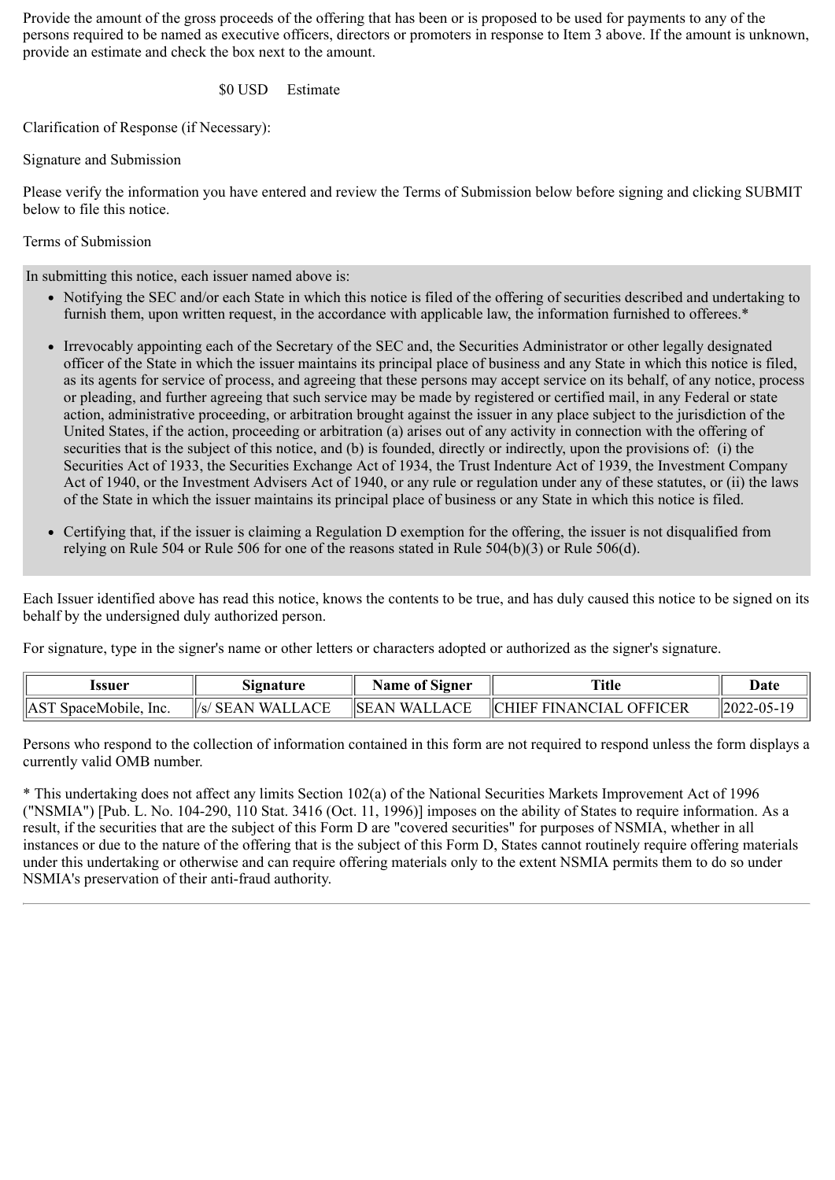Provide the amount of the gross proceeds of the offering that has been or is proposed to be used for payments to any of the persons required to be named as executive officers, directors or promoters in response to Item 3 above. If the amount is unknown, provide an estimate and check the box next to the amount.

$0 USD Estimate

Clarification of Response (if Necessary):

Signature and Submission

Please verify the information you have entered and review the Terms of Submission below before signing and clicking SUBMIT below to file this notice.

Terms of Submission

In submitting this notice, each issuer named above is:

- Notifying the SEC and/or each State in which this notice is filed of the offering of securities described and undertaking to furnish them, upon written request, in the accordance with applicable law, the information furnished to offerees.*
- Irrevocably appointing each of the Secretary of the SEC and, the Securities Administrator or other legally designated officer of the State in which the issuer maintains its principal place of business and any State in which this notice is filed, as its agents for service of process, and agreeing that these persons may accept service on its behalf, of any notice, process or pleading, and further agreeing that such service may be made by registered or certified mail, in any Federal or state action, administrative proceeding, or arbitration brought against the issuer in any place subject to the jurisdiction of the United States, if the action, proceeding or arbitration (a) arises out of any activity in connection with the offering of securities that is the subject of this notice, and (b) is founded, directly or indirectly, upon the provisions of: (i) the Securities Act of 1933, the Securities Exchange Act of 1934, the Trust Indenture Act of 1939, the Investment Company Act of 1940, or the Investment Advisers Act of 1940, or any rule or regulation under any of these statutes, or (ii) the laws of the State in which the issuer maintains its principal place of business or any State in which this notice is filed.
- Certifying that, if the issuer is claiming a Regulation D exemption for the offering, the issuer is not disqualified from relying on Rule 504 or Rule 506 for one of the reasons stated in Rule 504(b)(3) or Rule 506(d).

Each Issuer identified above has read this notice, knows the contents to be true, and has duly caused this notice to be signed on its behalf by the undersigned duly authorized person.

For signature, type in the signer's name or other letters or characters adopted or authorized as the signer's signature.

| Issuer | Signature | Name of Signer | Title | Date |
|---|---|---|---|---|
| AST SpaceMobile, Inc. | /s/ SEAN WALLACE | SEAN WALLACE | CHIEF FINANCIAL OFFICER | 2022-05-19 |

Persons who respond to the collection of information contained in this form are not required to respond unless the form displays a currently valid OMB number.

* This undertaking does not affect any limits Section 102(a) of the National Securities Markets Improvement Act of 1996 ("NSMIA") [Pub. L. No. 104-290, 110 Stat. 3416 (Oct. 11, 1996)] imposes on the ability of States to require information. As a result, if the securities that are the subject of this Form D are "covered securities" for purposes of NSMIA, whether in all instances or due to the nature of the offering that is the subject of this Form D, States cannot routinely require offering materials under this undertaking or otherwise and can require offering materials only to the extent NSMIA permits them to do so under NSMIA's preservation of their anti-fraud authority.